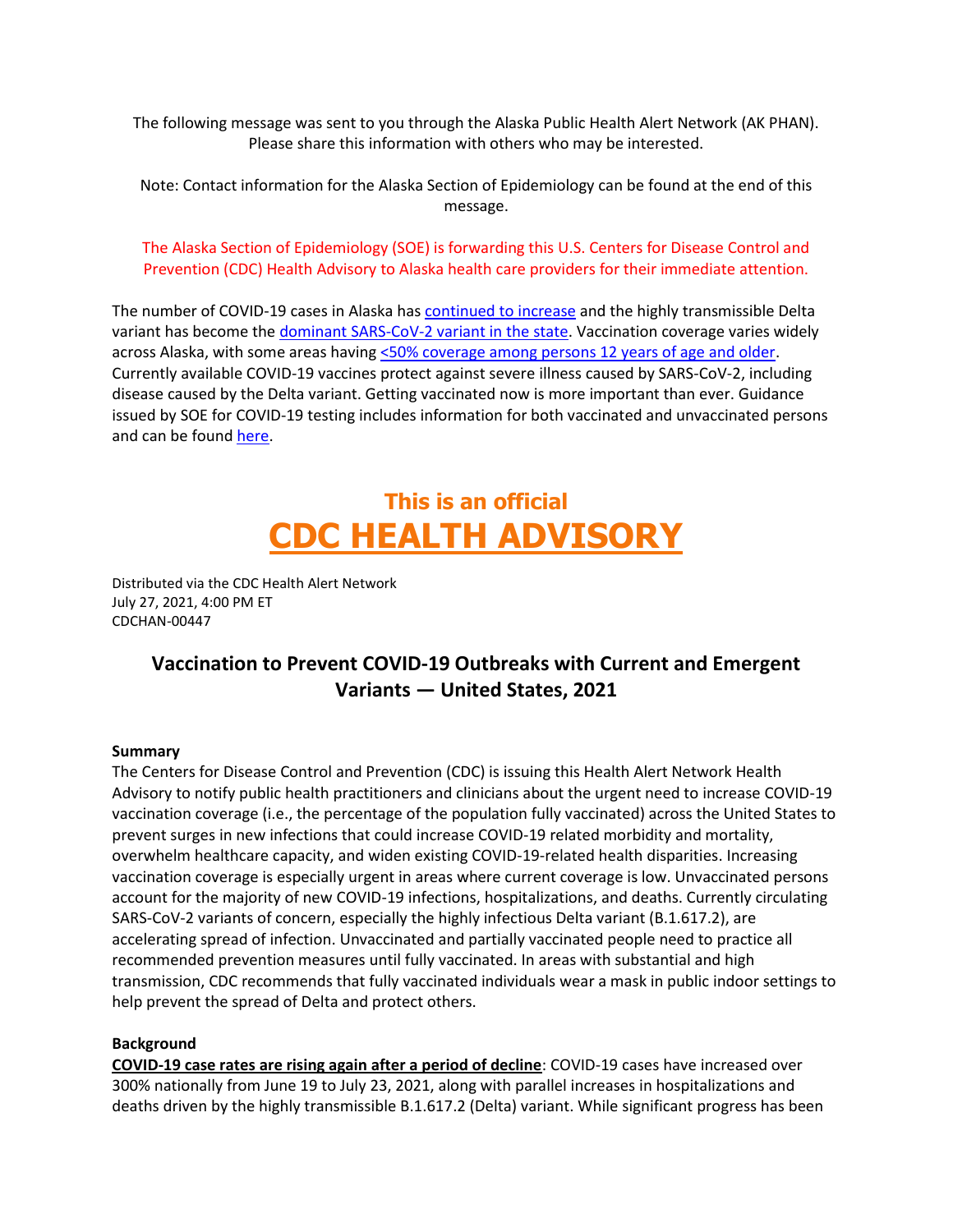The following message was sent to you through the Alaska Public Health Alert Network (AK PHAN). Please share this information with others who may be interested.

Note: Contact information for the Alaska Section of Epidemiology can be found at the end of this message.

The Alaska Section of Epidemiology (SOE) is forwarding this U.S. Centers for Disease Control and Prevention (CDC) Health Advisory to Alaska health care providers for their immediate attention.

The number of COVID-19 cases in Alaska has continued to increase and the highly transmissible Delta variant has become the dominant SARS-CoV-2 variant in the state. Vaccination coverage varies widely across Alaska, with some areas having <50% coverage among persons 12 years of age and older. Currently available COVID-19 vaccines protect against severe illness caused by SARS-CoV-2, including disease caused by the Delta variant. Getting vaccinated now is more important than ever. Guidance issued by SOE for COVID-19 testing includes information for both vaccinated and unvaccinated persons and can be found here.

# This is an official CDC HEALTH ADVISORY

Distributed via the CDC Health Alert Network
July 27, 2021, 4:00 PM ET
CDCHAN-00447

## Vaccination to Prevent COVID-19 Outbreaks with Current and Emergent Variants — United States, 2021

**Summary**

The Centers for Disease Control and Prevention (CDC) is issuing this Health Alert Network Health Advisory to notify public health practitioners and clinicians about the urgent need to increase COVID-19 vaccination coverage (i.e., the percentage of the population fully vaccinated) across the United States to prevent surges in new infections that could increase COVID-19 related morbidity and mortality, overwhelm healthcare capacity, and widen existing COVID-19-related health disparities. Increasing vaccination coverage is especially urgent in areas where current coverage is low. Unvaccinated persons account for the majority of new COVID-19 infections, hospitalizations, and deaths. Currently circulating SARS-CoV-2 variants of concern, especially the highly infectious Delta variant (B.1.617.2), are accelerating spread of infection. Unvaccinated and partially vaccinated people need to practice all recommended prevention measures until fully vaccinated. In areas with substantial and high transmission, CDC recommends that fully vaccinated individuals wear a mask in public indoor settings to help prevent the spread of Delta and protect others.

**Background**

**COVID-19 case rates are rising again after a period of decline**: COVID-19 cases have increased over 300% nationally from June 19 to July 23, 2021, along with parallel increases in hospitalizations and deaths driven by the highly transmissible B.1.617.2 (Delta) variant. While significant progress has been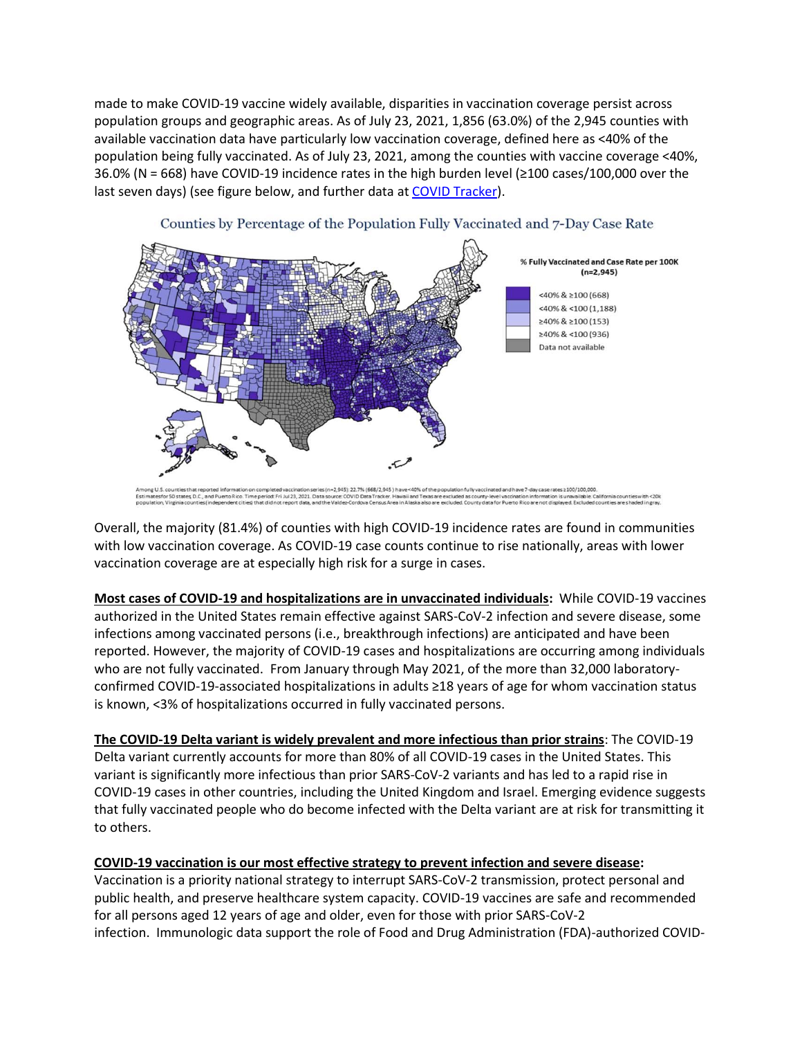made to make COVID-19 vaccine widely available, disparities in vaccination coverage persist across population groups and geographic areas. As of July 23, 2021, 1,856 (63.0%) of the 2,945 counties with available vaccination data have particularly low vaccination coverage, defined here as <40% of the population being fully vaccinated. As of July 23, 2021, among the counties with vaccine coverage <40%, 36.0% (N = 668) have COVID-19 incidence rates in the high burden level (≥100 cases/100,000 over the last seven days) (see figure below, and further data at [COVID Tracker]).

Counties by Percentage of the Population Fully Vaccinated and 7-Day Case Rate

% Fully Vaccinated and Case Rate per 100K (n=2,945)

- <40% & ≥100 (668)
- <40% & <100 (1,188)
- ≥40% & ≥100 (153)
- ≥40% & <100 (936)
- Data not available

Among U.S. counties that reported information on completed vaccination series (n=2,945): 22.7% (668/2,945) have <40% of the population fully vaccinated and have 7-day case rates ≥100/100,000. Estimates for 50 states, D.C., and Puerto Rico. Time period: Fri Jul 23, 2021. Data source: COVID Data Tracker. Hawaii and Texas are excluded as county-level vaccination information is unavailable. California counties with <20k population, Virginia counties (independent cities) that did not report data, and the Valdez-Cordova Census Area in Alaska also are excluded. County data for Puerto Rico are not displayed. Excluded counties are shaded in gray.

Overall, the majority (81.4%) of counties with high COVID-19 incidence rates are found in communities with low vaccination coverage. As COVID-19 case counts continue to rise nationally, areas with lower vaccination coverage are at especially high risk for a surge in cases.

**Most cases of COVID-19 and hospitalizations are in unvaccinated individuals:** While COVID-19 vaccines authorized in the United States remain effective against SARS-CoV-2 infection and severe disease, some infections among vaccinated persons (i.e., breakthrough infections) are anticipated and have been reported. However, the majority of COVID-19 cases and hospitalizations are occurring among individuals who are not fully vaccinated. From January through May 2021, of the more than 32,000 laboratory-confirmed COVID-19-associated hospitalizations in adults ≥18 years of age for whom vaccination status is known, <3% of hospitalizations occurred in fully vaccinated persons.

**The COVID-19 Delta variant is widely prevalent and more infectious than prior strains**: The COVID-19 Delta variant currently accounts for more than 80% of all COVID-19 cases in the United States. This variant is significantly more infectious than prior SARS-CoV-2 variants and has led to a rapid rise in COVID-19 cases in other countries, including the United Kingdom and Israel. Emerging evidence suggests that fully vaccinated people who do become infected with the Delta variant are at risk for transmitting it to others.

**COVID-19 vaccination is our most effective strategy to prevent infection and severe disease:** Vaccination is a priority national strategy to interrupt SARS-CoV-2 transmission, protect personal and public health, and preserve healthcare system capacity. COVID-19 vaccines are safe and recommended for all persons aged 12 years of age and older, even for those with prior SARS-CoV-2 infection. Immunologic data support the role of Food and Drug Administration (FDA)-authorized COVID-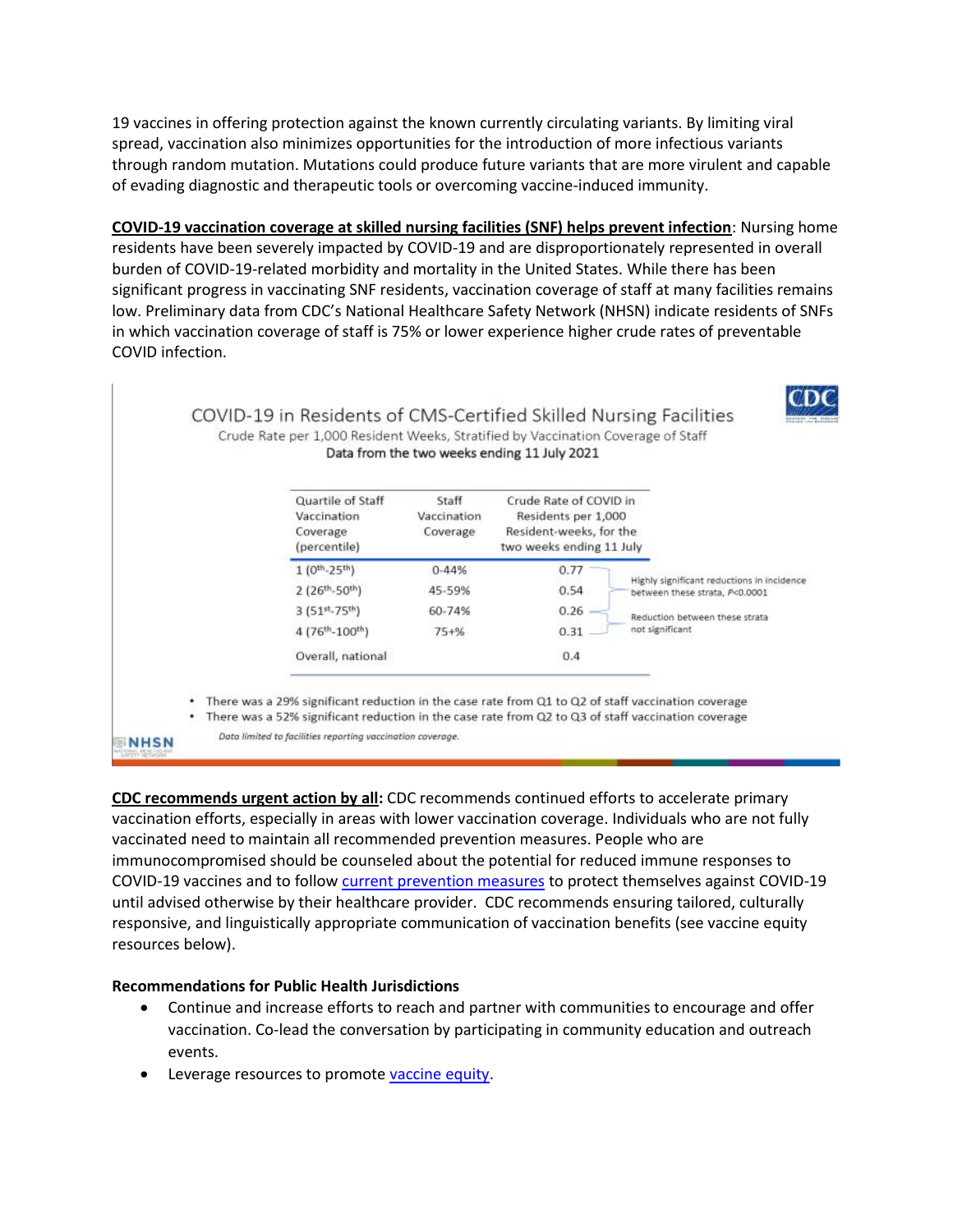19 vaccines in offering protection against the known currently circulating variants. By limiting viral spread, vaccination also minimizes opportunities for the introduction of more infectious variants through random mutation. Mutations could produce future variants that are more virulent and capable of evading diagnostic and therapeutic tools or overcoming vaccine-induced immunity.

**COVID-19 vaccination coverage at skilled nursing facilities (SNF) helps prevent infection**: Nursing home residents have been severely impacted by COVID-19 and are disproportionately represented in overall burden of COVID-19-related morbidity and mortality in the United States. While there has been significant progress in vaccinating SNF residents, vaccination coverage of staff at many facilities remains low. Preliminary data from CDC's National Healthcare Safety Network (NHSN) indicate residents of SNFs in which vaccination coverage of staff is 75% or lower experience higher crude rates of preventable COVID infection.

COVID-19 in Residents of CMS-Certified Skilled Nursing Facilities

Crude Rate per 1,000 Resident Weeks, Stratified by Vaccination Coverage of Staff

Data from the two weeks ending 11 July 2021

| Quartile of Staff Vaccination Coverage (percentile) | Staff Vaccination Coverage | Crude Rate of COVID in Residents per 1,000 Resident-weeks, for the two weeks ending 11 July | |
|---|---|---|---|
| 1 (0th-25th) | 0-44% | 0.77 | Highly significant reductions in incidence between these strata, $P<0.0001$ |
| 2 (26th-50th) | 45-59% | 0.54 | |
| 3 (51st-75th) | 60-74% | 0.26 | Reduction between these strata not significant |
| 4 (76th-100th) | 75+% | 0.31 | |
| Overall, national | | 0.4 | |

- There was a 29% significant reduction in the case rate from Q1 to Q2 of staff vaccination coverage
- There was a 52% significant reduction in the case rate from Q2 to Q3 of staff vaccination coverage

*Data limited to facilities reporting vaccination coverage.*

**CDC recommends urgent action by all:** CDC recommends continued efforts to accelerate primary vaccination efforts, especially in areas with lower vaccination coverage. Individuals who are not fully vaccinated need to maintain all recommended prevention measures. People who are immunocompromised should be counseled about the potential for reduced immune responses to COVID-19 vaccines and to follow current prevention measures to protect themselves against COVID-19 until advised otherwise by their healthcare provider. CDC recommends ensuring tailored, culturally responsive, and linguistically appropriate communication of vaccination benefits (see vaccine equity resources below).

**Recommendations for Public Health Jurisdictions**

- Continue and increase efforts to reach and partner with communities to encourage and offer vaccination. Co-lead the conversation by participating in community education and outreach events.
- Leverage resources to promote vaccine equity.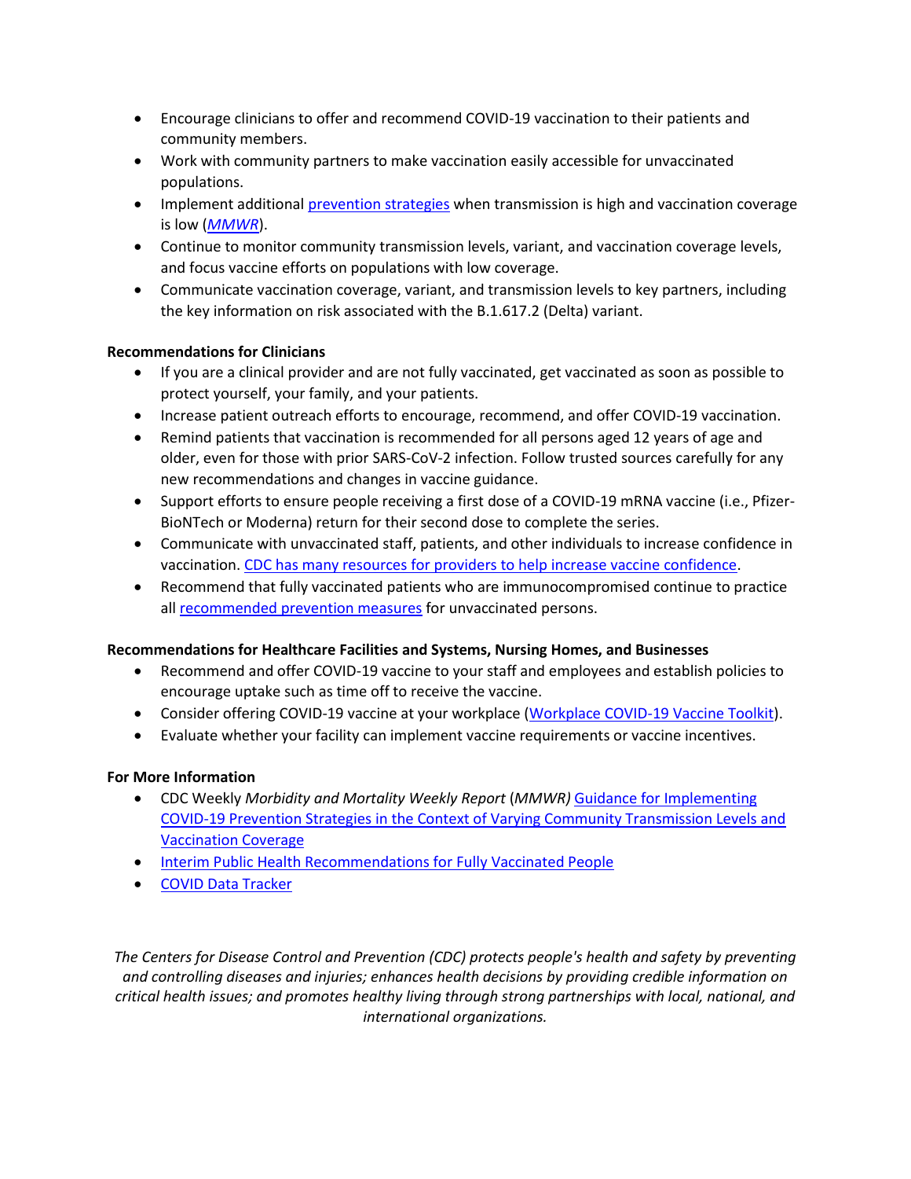- Encourage clinicians to offer and recommend COVID-19 vaccination to their patients and community members.
- Work with community partners to make vaccination easily accessible for unvaccinated populations.
- Implement additional prevention strategies when transmission is high and vaccination coverage is low (*MMWR*).
- Continue to monitor community transmission levels, variant, and vaccination coverage levels, and focus vaccine efforts on populations with low coverage.
- Communicate vaccination coverage, variant, and transmission levels to key partners, including the key information on risk associated with the B.1.617.2 (Delta) variant.

**Recommendations for Clinicians**

- If you are a clinical provider and are not fully vaccinated, get vaccinated as soon as possible to protect yourself, your family, and your patients.
- Increase patient outreach efforts to encourage, recommend, and offer COVID-19 vaccination.
- Remind patients that vaccination is recommended for all persons aged 12 years of age and older, even for those with prior SARS-CoV-2 infection. Follow trusted sources carefully for any new recommendations and changes in vaccine guidance.
- Support efforts to ensure people receiving a first dose of a COVID-19 mRNA vaccine (i.e., Pfizer-BioNTech or Moderna) return for their second dose to complete the series.
- Communicate with unvaccinated staff, patients, and other individuals to increase confidence in vaccination. CDC has many resources for providers to help increase vaccine confidence.
- Recommend that fully vaccinated patients who are immunocompromised continue to practice all recommended prevention measures for unvaccinated persons.

**Recommendations for Healthcare Facilities and Systems, Nursing Homes, and Businesses**

- Recommend and offer COVID-19 vaccine to your staff and employees and establish policies to encourage uptake such as time off to receive the vaccine.
- Consider offering COVID-19 vaccine at your workplace (Workplace COVID-19 Vaccine Toolkit).
- Evaluate whether your facility can implement vaccine requirements or vaccine incentives.

**For More Information**

- CDC Weekly *Morbidity and Mortality Weekly Report* (*MMWR)* Guidance for Implementing COVID-19 Prevention Strategies in the Context of Varying Community Transmission Levels and Vaccination Coverage
- Interim Public Health Recommendations for Fully Vaccinated People
- COVID Data Tracker

*The Centers for Disease Control and Prevention (CDC) protects people's health and safety by preventing and controlling diseases and injuries; enhances health decisions by providing credible information on critical health issues; and promotes healthy living through strong partnerships with local, national, and international organizations.*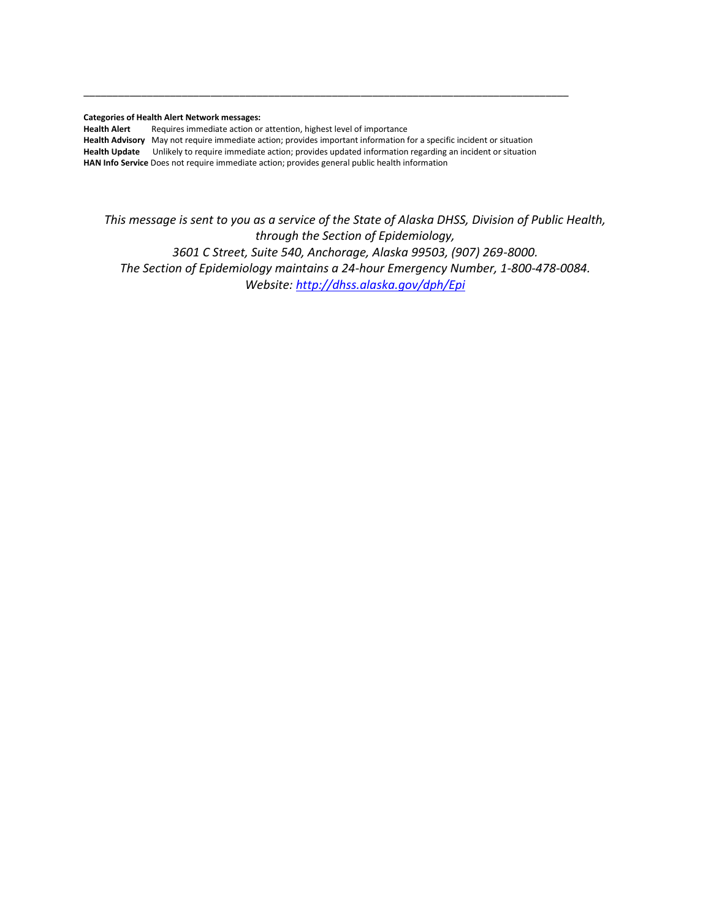---

**Categories of Health Alert Network messages:**

**Health Alert** Requires immediate action or attention, highest level of importance
**Health Advisory** May not require immediate action; provides important information for a specific incident or situation
**Health Update** Unlikely to require immediate action; provides updated information regarding an incident or situation
**HAN Info Service** Does not require immediate action; provides general public health information

*This message is sent to you as a service of the State of Alaska DHSS, Division of Public Health, through the Section of Epidemiology,*
*3601 C Street, Suite 540, Anchorage, Alaska 99503, (907) 269-8000.*
*The Section of Epidemiology maintains a 24-hour Emergency Number, 1-800-478-0084.*
*Website: [http://dhss.alaska.gov/dph/Epi](http://dhss.alaska.gov/dph/Epi)*